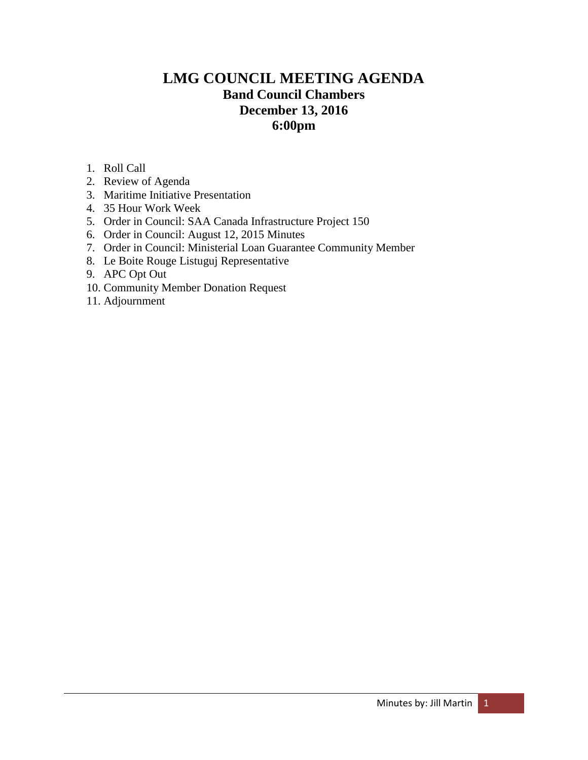# LMG COUNCIL MEETING AGENDA

## Band Council Chambers

## December 13, 2016

## 6:00pm

1. Roll Call
2. Review of Agenda
3. Maritime Initiative Presentation
4. 35 Hour Work Week
5. Order in Council: SAA Canada Infrastructure Project 150
6. Order in Council: August 12, 2015 Minutes
7. Order in Council: Ministerial Loan Guarantee Community Member
8. Le Boite Rouge Listuguj Representative
9. APC Opt Out
10. Community Member Donation Request
11. Adjournment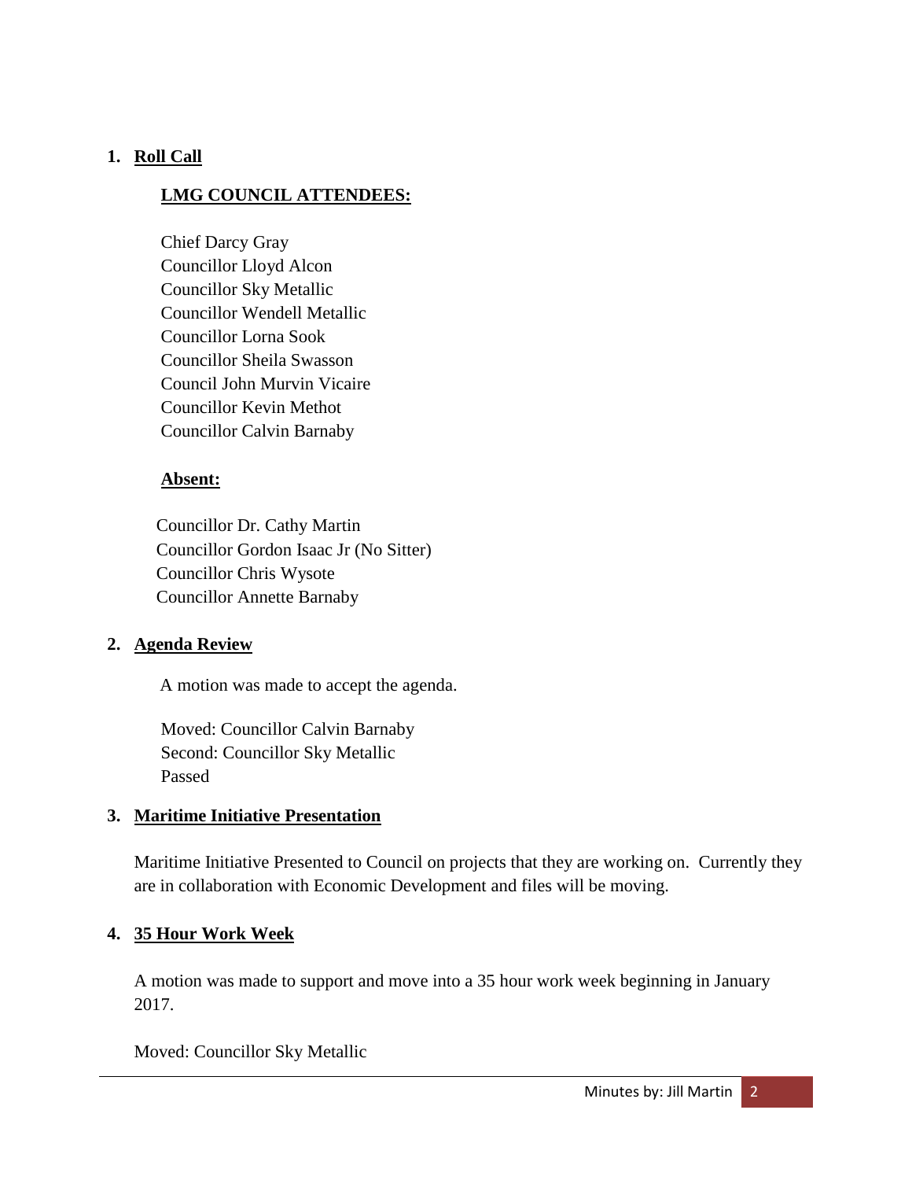1. **Roll Call**

**LMG COUNCIL ATTENDEES:**

Chief Darcy Gray
Councillor Lloyd Alcon
Councillor Sky Metallic
Councillor Wendell Metallic
Councillor Lorna Sook
Councillor Sheila Swasson
Council John Murvin Vicaire
Councillor Kevin Methot
Councillor Calvin Barnaby

**Absent:**

Councillor Dr. Cathy Martin
Councillor Gordon Isaac Jr (No Sitter)
Councillor Chris Wysote
Councillor Annette Barnaby

2. **Agenda Review**

A motion was made to accept the agenda.

Moved: Councillor Calvin Barnaby
Second: Councillor Sky Metallic
Passed

3. **Maritime Initiative Presentation**

Maritime Initiative Presented to Council on projects that they are working on. Currently they are in collaboration with Economic Development and files will be moving.

4. **35 Hour Work Week**

A motion was made to support and move into a 35 hour work week beginning in January 2017.

Moved: Councillor Sky Metallic

Minutes by: Jill Martin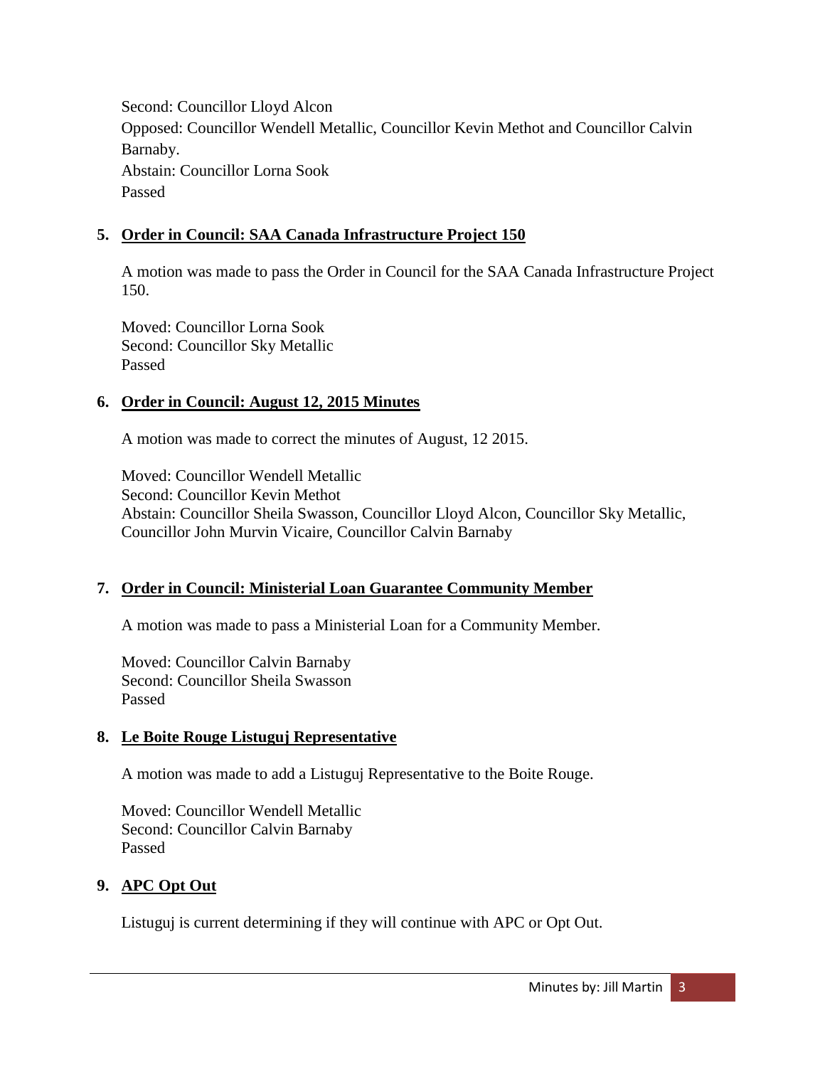Second: Councillor Lloyd Alcon
Opposed: Councillor Wendell Metallic, Councillor Kevin Methot and Councillor Calvin Barnaby.
Abstain: Councillor Lorna Sook
Passed

5. **Order in Council: SAA Canada Infrastructure Project 150**

   A motion was made to pass the Order in Council for the SAA Canada Infrastructure Project 150.

   Moved: Councillor Lorna Sook
   Second: Councillor Sky Metallic
   Passed

6. **Order in Council: August 12, 2015 Minutes**

   A motion was made to correct the minutes of August, 12 2015.

   Moved: Councillor Wendell Metallic
   Second: Councillor Kevin Methot
   Abstain: Councillor Sheila Swasson, Councillor Lloyd Alcon, Councillor Sky Metallic, Councillor John Murvin Vicaire, Councillor Calvin Barnaby

7. **Order in Council: Ministerial Loan Guarantee Community Member**

   A motion was made to pass a Ministerial Loan for a Community Member.

   Moved: Councillor Calvin Barnaby
   Second: Councillor Sheila Swasson
   Passed

8. **Le Boite Rouge Listuguj Representative**

   A motion was made to add a Listuguj Representative to the Boite Rouge.

   Moved: Councillor Wendell Metallic
   Second: Councillor Calvin Barnaby
   Passed

9. **APC Opt Out**

   Listuguj is current determining if they will continue with APC or Opt Out.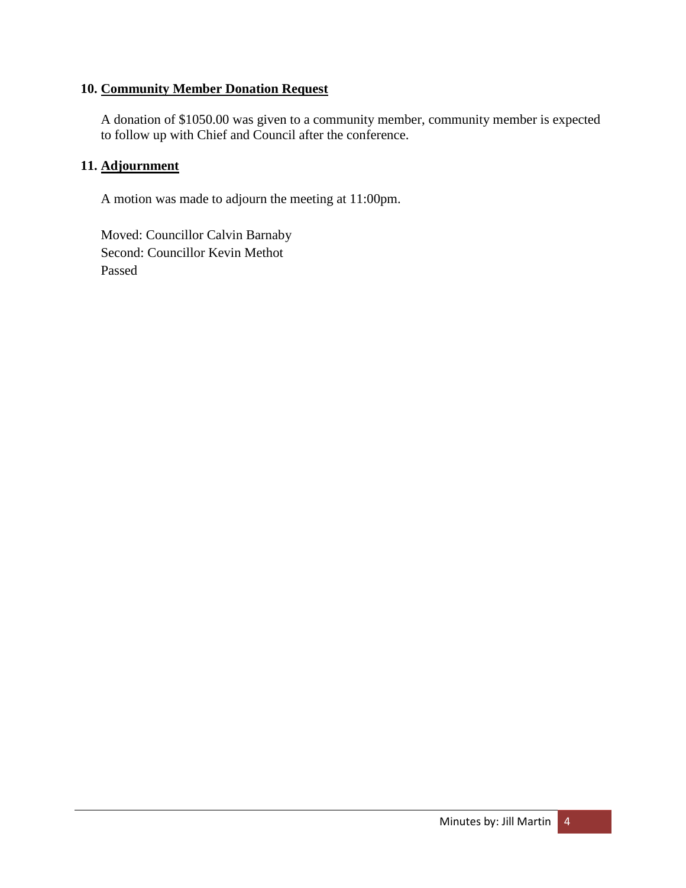## 10. Community Member Donation Request

A donation of $1050.00 was given to a community member, community member is expected to follow up with Chief and Council after the conference.

## 11. Adjournment

A motion was made to adjourn the meeting at 11:00pm.

Moved: Councillor Calvin Barnaby
Second: Councillor Kevin Methot
Passed